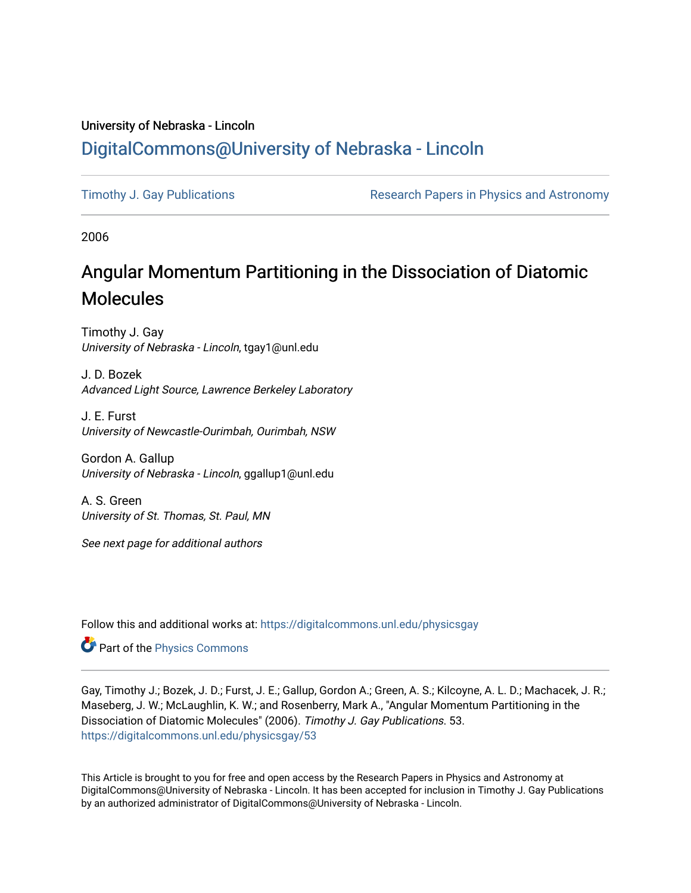University of Nebraska - Lincoln

## DigitalCommons@University of Nebraska - Lincoln

Timothy J. Gay Publications | Research Papers in Physics and Astronomy

2006

# Angular Momentum Partitioning in the Dissociation of Diatomic Molecules

Timothy J. Gay
*University of Nebraska - Lincoln*, tgay1@unl.edu

J. D. Bozek
*Advanced Light Source, Lawrence Berkeley Laboratory*

J. E. Furst
*University of Newcastle-Ourimbah, Ourimbah, NSW*

Gordon A. Gallup
*University of Nebraska - Lincoln*, ggallup1@unl.edu

A. S. Green
*University of St. Thomas, St. Paul, MN*

*See next page for additional authors*

Follow this and additional works at: https://digitalcommons.unl.edu/physicsgay

Part of the Physics Commons

Gay, Timothy J.; Bozek, J. D.; Furst, J. E.; Gallup, Gordon A.; Green, A. S.; Kilcoyne, A. L. D.; Machacek, J. R.; Maseberg, J. W.; McLaughlin, K. W.; and Rosenberry, Mark A., "Angular Momentum Partitioning in the Dissociation of Diatomic Molecules" (2006). *Timothy J. Gay Publications*. 53.
https://digitalcommons.unl.edu/physicsgay/53

This Article is brought to you for free and open access by the Research Papers in Physics and Astronomy at DigitalCommons@University of Nebraska - Lincoln. It has been accepted for inclusion in Timothy J. Gay Publications by an authorized administrator of DigitalCommons@University of Nebraska - Lincoln.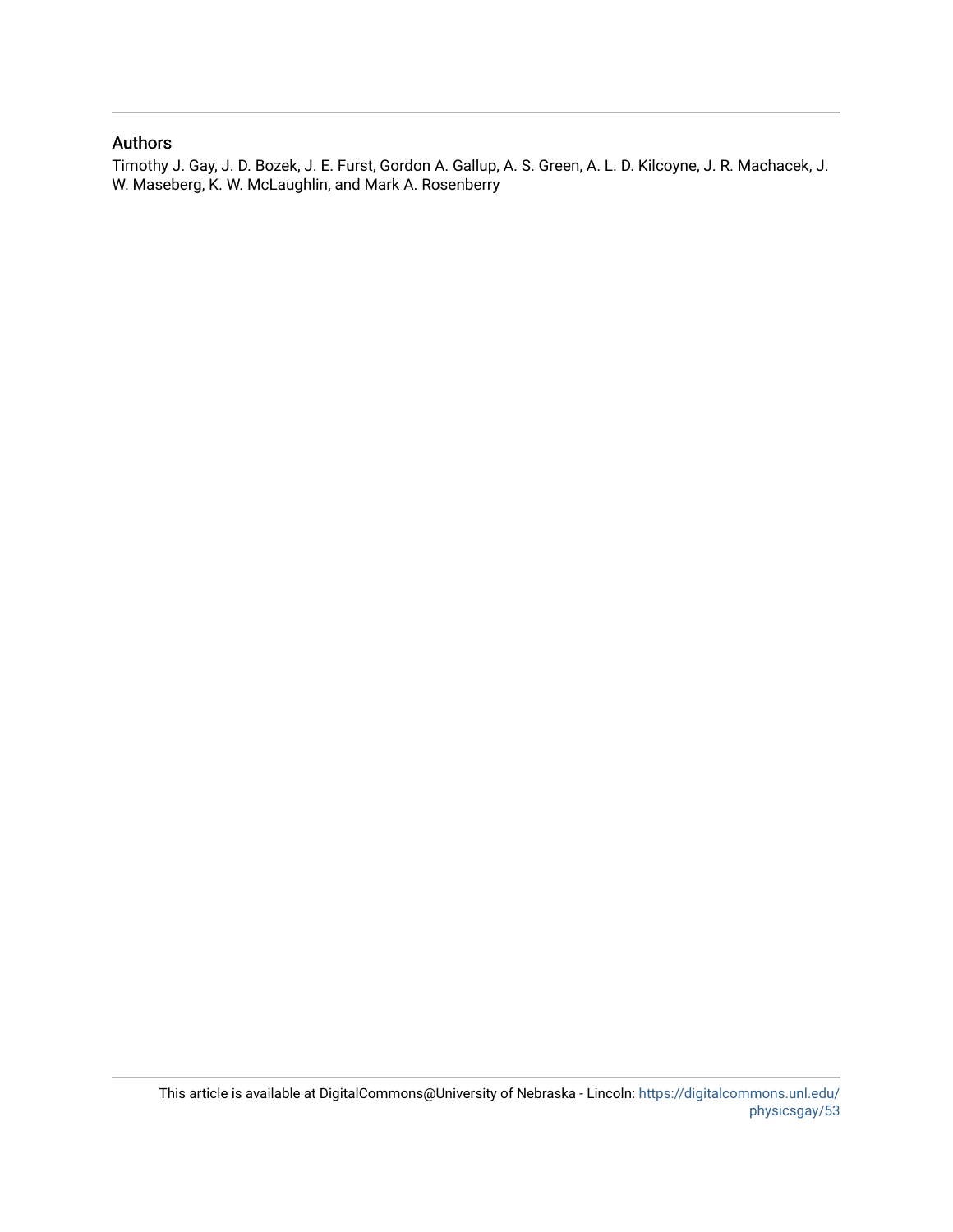## Authors

Timothy J. Gay, J. D. Bozek, J. E. Furst, Gordon A. Gallup, A. S. Green, A. L. D. Kilcoyne, J. R. Machacek, J. W. Maseberg, K. W. McLaughlin, and Mark A. Rosenberry

This article is available at DigitalCommons@University of Nebraska - Lincoln: https://digitalcommons.unl.edu/physicsgay/53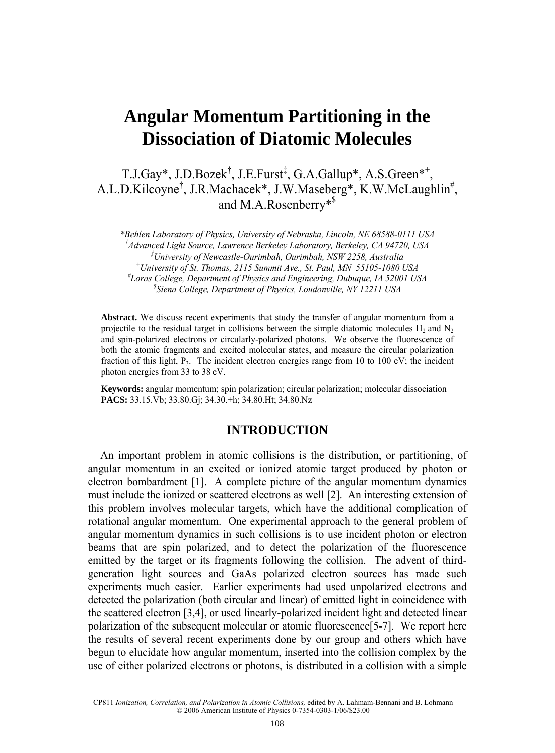# Angular Momentum Partitioning in the Dissociation of Diatomic Molecules

T.J.Gay*, J.D.Bozek[†], J.E.Furst[‡], G.A.Gallup*, A.S.Green*[+], A.L.D.Kilcoyne[†], J.R.Machacek*, J.W.Maseberg*, K.W.McLaughlin[#], and M.A.Rosenberry*[$]

*\*Behlen Laboratory of Physics, University of Nebraska, Lincoln, NE 68588-0111 USA*
*[†]Advanced Light Source, Lawrence Berkeley Laboratory, Berkeley, CA 94720, USA*
*[‡]University of Newcastle-Ourimbah, Ourimbah, NSW 2258, Australia*
*[+]University of St. Thomas, 2115 Summit Ave., St. Paul, MN 55105-1080 USA*
*[#]Loras College, Department of Physics and Engineering, Dubuque, IA 52001 USA*
*[$]Siena College, Department of Physics, Loudonville, NY 12211 USA*

**Abstract.** We discuss recent experiments that study the transfer of angular momentum from a projectile to the residual target in collisions between the simple diatomic molecules $H_2$ and $N_2$ and spin-polarized electrons or circularly-polarized photons. We observe the fluorescence of both the atomic fragments and excited molecular states, and measure the circular polarization fraction of this light, $P_3$. The incident electron energies range from 10 to 100 eV; the incident photon energies from 33 to 38 eV.

**Keywords:** angular momentum; spin polarization; circular polarization; molecular dissociation
**PACS:** 33.15.Vb; 33.80.Gj; 34.30.+h; 34.80.Ht; 34.80.Nz

## INTRODUCTION

An important problem in atomic collisions is the distribution, or partitioning, of angular momentum in an excited or ionized atomic target produced by photon or electron bombardment [1]. A complete picture of the angular momentum dynamics must include the ionized or scattered electrons as well [2]. An interesting extension of this problem involves molecular targets, which have the additional complication of rotational angular momentum. One experimental approach to the general problem of angular momentum dynamics in such collisions is to use incident photon or electron beams that are spin polarized, and to detect the polarization of the fluorescence emitted by the target or its fragments following the collision. The advent of third-generation light sources and GaAs polarized electron sources has made such experiments much easier. Earlier experiments had used unpolarized electrons and detected the polarization (both circular and linear) of emitted light in coincidence with the scattered electron [3,4], or used linearly-polarized incident light and detected linear polarization of the subsequent molecular or atomic fluorescence[5-7]. We report here the results of several recent experiments done by our group and others which have begun to elucidate how angular momentum, inserted into the collision complex by the use of either polarized electrons or photons, is distributed in a collision with a simple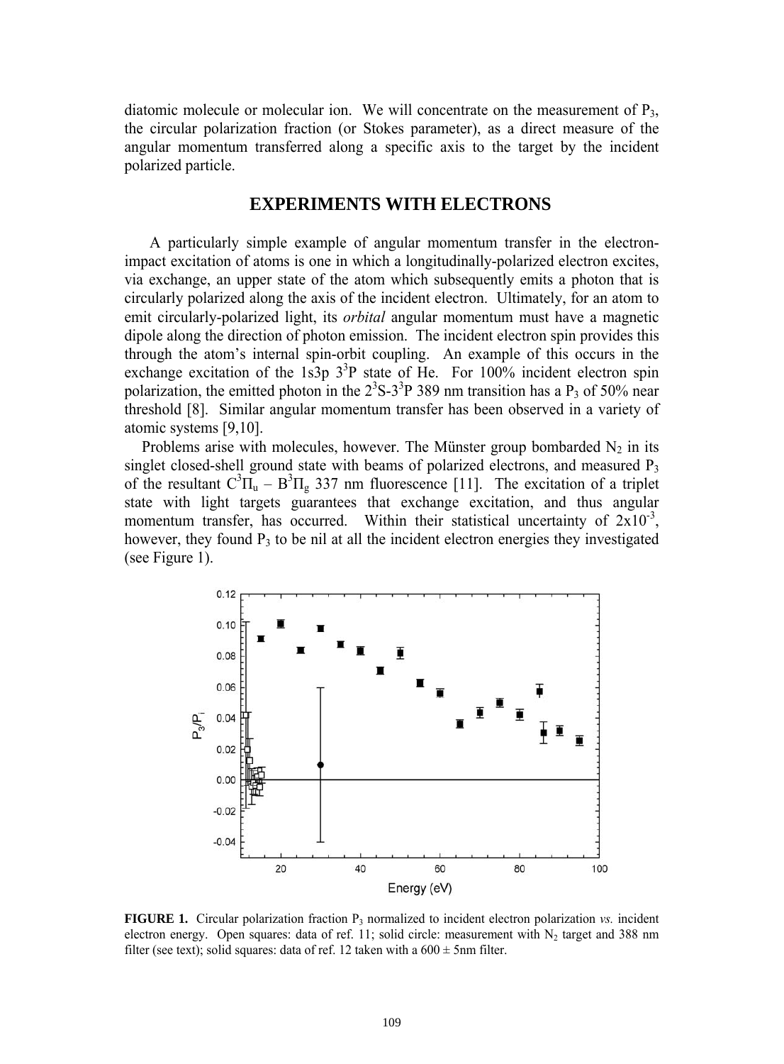diatomic molecule or molecular ion. We will concentrate on the measurement of $P_3$, the circular polarization fraction (or Stokes parameter), as a direct measure of the angular momentum transferred along a specific axis to the target by the incident polarized particle.

## EXPERIMENTS WITH ELECTRONS

A particularly simple example of angular momentum transfer in the electron-impact excitation of atoms is one in which a longitudinally-polarized electron excites, via exchange, an upper state of the atom which subsequently emits a photon that is circularly polarized along the axis of the incident electron. Ultimately, for an atom to emit circularly-polarized light, its *orbital* angular momentum must have a magnetic dipole along the direction of photon emission. The incident electron spin provides this through the atom's internal spin-orbit coupling. An example of this occurs in the exchange excitation of the 1s3p $3^3P$ state of He. For 100% incident electron spin polarization, the emitted photon in the $2^3S$-$3^3P$ 389 nm transition has a $P_3$ of 50% near threshold [8]. Similar angular momentum transfer has been observed in a variety of atomic systems [9,10].

Problems arise with molecules, however. The Münster group bombarded $N_2$ in its singlet closed-shell ground state with beams of polarized electrons, and measured $P_3$ of the resultant $C^3\Pi_u$ – $B^3\Pi_g$ 337 nm fluorescence [11]. The excitation of a triplet state with light targets guarantees that exchange excitation, and thus angular momentum transfer, has occurred. Within their statistical uncertainty of $2\text{x}10^{-3}$, however, they found $P_3$ to be nil at all the incident electron energies they investigated (see Figure 1).

**FIGURE 1.** Circular polarization fraction $P_3$ normalized to incident electron polarization *vs.* incident electron energy. Open squares: data of ref. 11; solid circle: measurement with $N_2$ target and 388 nm filter (see text); solid squares: data of ref. 12 taken with a 600 ± 5nm filter.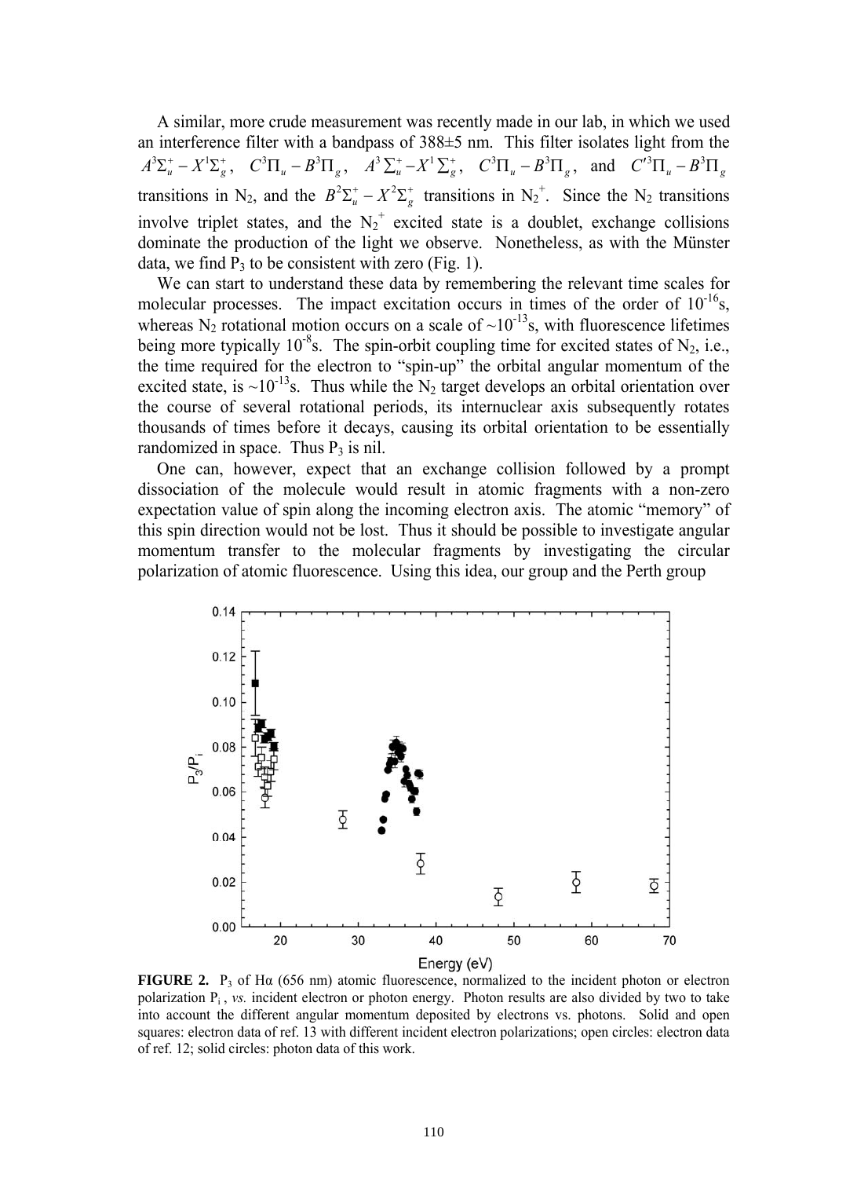A similar, more crude measurement was recently made in our lab, in which we used an interference filter with a bandpass of 388±5 nm. This filter isolates light from the $A^3\Sigma_u^+ - X^1\Sigma_g^+$, $C^3\Pi_u - B^3\Pi_g$, $A^3\Sigma_u^+ - X^1\Sigma_g^+$, $C^3\Pi_u - B^3\Pi_g$, and $C'^3\Pi_u - B^3\Pi_g$ transitions in $N_2$, and the $B^2\Sigma_u^+ - X^2\Sigma_g^+$ transitions in $N_2^+$. Since the $N_2$ transitions involve triplet states, and the $N_2^+$ excited state is a doublet, exchange collisions dominate the production of the light we observe. Nonetheless, as with the Münster data, we find $P_3$ to be consistent with zero (Fig. 1).

We can start to understand these data by remembering the relevant time scales for molecular processes. The impact excitation occurs in times of the order of $10^{-16}$s, whereas $N_2$ rotational motion occurs on a scale of $\sim 10^{-13}$s, with fluorescence lifetimes being more typically $10^{-8}$s. The spin-orbit coupling time for excited states of $N_2$, i.e., the time required for the electron to "spin-up" the orbital angular momentum of the excited state, is $\sim 10^{-13}$s. Thus while the $N_2$ target develops an orbital orientation over the course of several rotational periods, its internuclear axis subsequently rotates thousands of times before it decays, causing its orbital orientation to be essentially randomized in space. Thus $P_3$ is nil.

One can, however, expect that an exchange collision followed by a prompt dissociation of the molecule would result in atomic fragments with a non-zero expectation value of spin along the incoming electron axis. The atomic "memory" of this spin direction would not be lost. Thus it should be possible to investigate angular momentum transfer to the molecular fragments by investigating the circular polarization of atomic fluorescence. Using this idea, our group and the Perth group

**FIGURE 2.** $P_3$ of Hα (656 nm) atomic fluorescence, normalized to the incident photon or electron polarization $P_i$, *vs.* incident electron or photon energy. Photon results are also divided by two to take into account the different angular momentum deposited by electrons vs. photons. Solid and open squares: electron data of ref. 13 with different incident electron polarizations; open circles: electron data of ref. 12; solid circles: photon data of this work.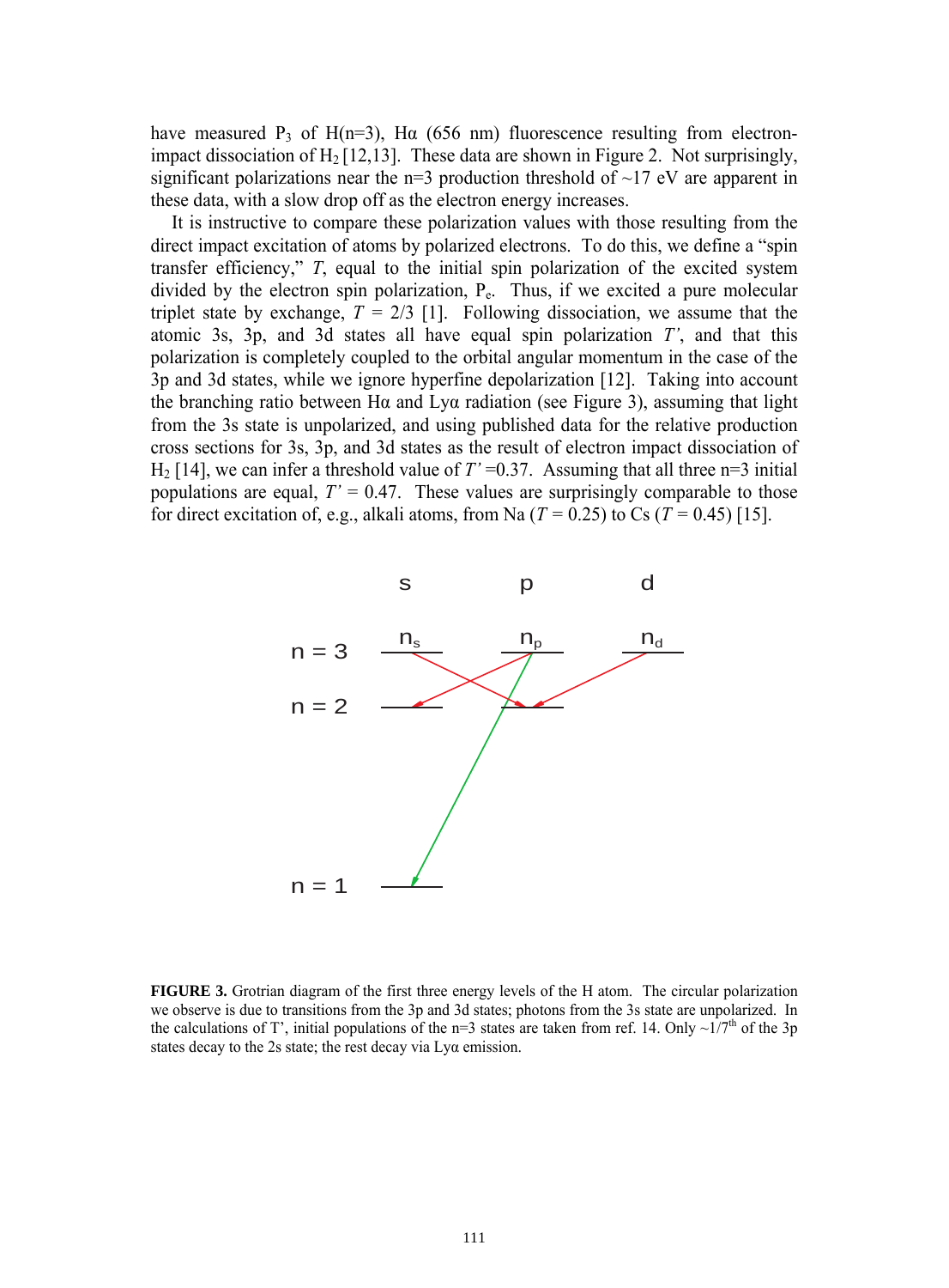have measured $P_3$ of H(n=3), Hα (656 nm) fluorescence resulting from electron-impact dissociation of $H_2$ [12,13]. These data are shown in Figure 2. Not surprisingly, significant polarizations near the n=3 production threshold of ~17 eV are apparent in these data, with a slow drop off as the electron energy increases.

It is instructive to compare these polarization values with those resulting from the direct impact excitation of atoms by polarized electrons. To do this, we define a "spin transfer efficiency," $T$, equal to the initial spin polarization of the excited system divided by the electron spin polarization, $P_e$. Thus, if we excited a pure molecular triplet state by exchange, $T$ = 2/3 [1]. Following dissociation, we assume that the atomic 3s, 3p, and 3d states all have equal spin polarization $T'$, and that this polarization is completely coupled to the orbital angular momentum in the case of the 3p and 3d states, while we ignore hyperfine depolarization [12]. Taking into account the branching ratio between Hα and Lyα radiation (see Figure 3), assuming that light from the 3s state is unpolarized, and using published data for the relative production cross sections for 3s, 3p, and 3d states as the result of electron impact dissociation of $H_2$ [14], we can infer a threshold value of $T'$ =0.37. Assuming that all three n=3 initial populations are equal, $T'$ = 0.47. These values are surprisingly comparable to those for direct excitation of, e.g., alkali atoms, from Na ($T$ = 0.25) to Cs ($T$ = 0.45) [15].

**FIGURE 3.** Grotrian diagram of the first three energy levels of the H atom. The circular polarization we observe is due to transitions from the 3p and 3d states; photons from the 3s state are unpolarized. In the calculations of T', initial populations of the n=3 states are taken from ref. 14. Only ~1/7th of the 3p states decay to the 2s state; the rest decay via Lyα emission.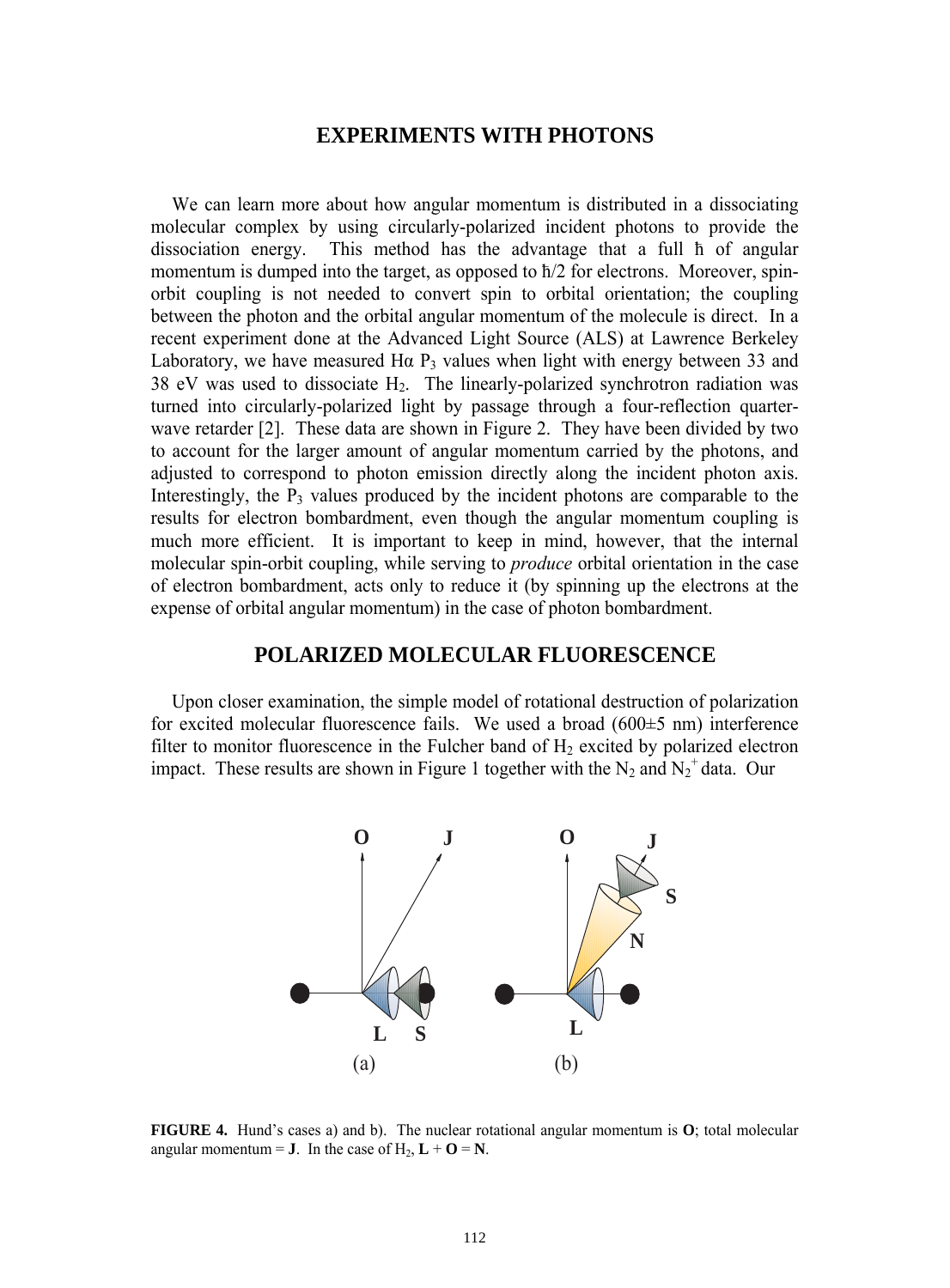## EXPERIMENTS WITH PHOTONS

We can learn more about how angular momentum is distributed in a dissociating molecular complex by using circularly-polarized incident photons to provide the dissociation energy. This method has the advantage that a full ħ of angular momentum is dumped into the target, as opposed to ħ/2 for electrons. Moreover, spin-orbit coupling is not needed to convert spin to orbital orientation; the coupling between the photon and the orbital angular momentum of the molecule is direct. In a recent experiment done at the Advanced Light Source (ALS) at Lawrence Berkeley Laboratory, we have measured Hα $P_3$ values when light with energy between 33 and 38 eV was used to dissociate $H_2$. The linearly-polarized synchrotron radiation was turned into circularly-polarized light by passage through a four-reflection quarter-wave retarder [2]. These data are shown in Figure 2. They have been divided by two to account for the larger amount of angular momentum carried by the photons, and adjusted to correspond to photon emission directly along the incident photon axis. Interestingly, the $P_3$ values produced by the incident photons are comparable to the results for electron bombardment, even though the angular momentum coupling is much more efficient. It is important to keep in mind, however, that the internal molecular spin-orbit coupling, while serving to *produce* orbital orientation in the case of electron bombardment, acts only to reduce it (by spinning up the electrons at the expense of orbital angular momentum) in the case of photon bombardment.

## POLARIZED MOLECULAR FLUORESCENCE

Upon closer examination, the simple model of rotational destruction of polarization for excited molecular fluorescence fails. We used a broad (600±5 nm) interference filter to monitor fluorescence in the Fulcher band of $H_2$ excited by polarized electron impact. These results are shown in Figure 1 together with the $N_2$ and $N_2^+$ data. Our

**FIGURE 4.** Hund's cases a) and b). The nuclear rotational angular momentum is **O**; total molecular angular momentum = **J**. In the case of $H_2$, **L** + **O** = **N**.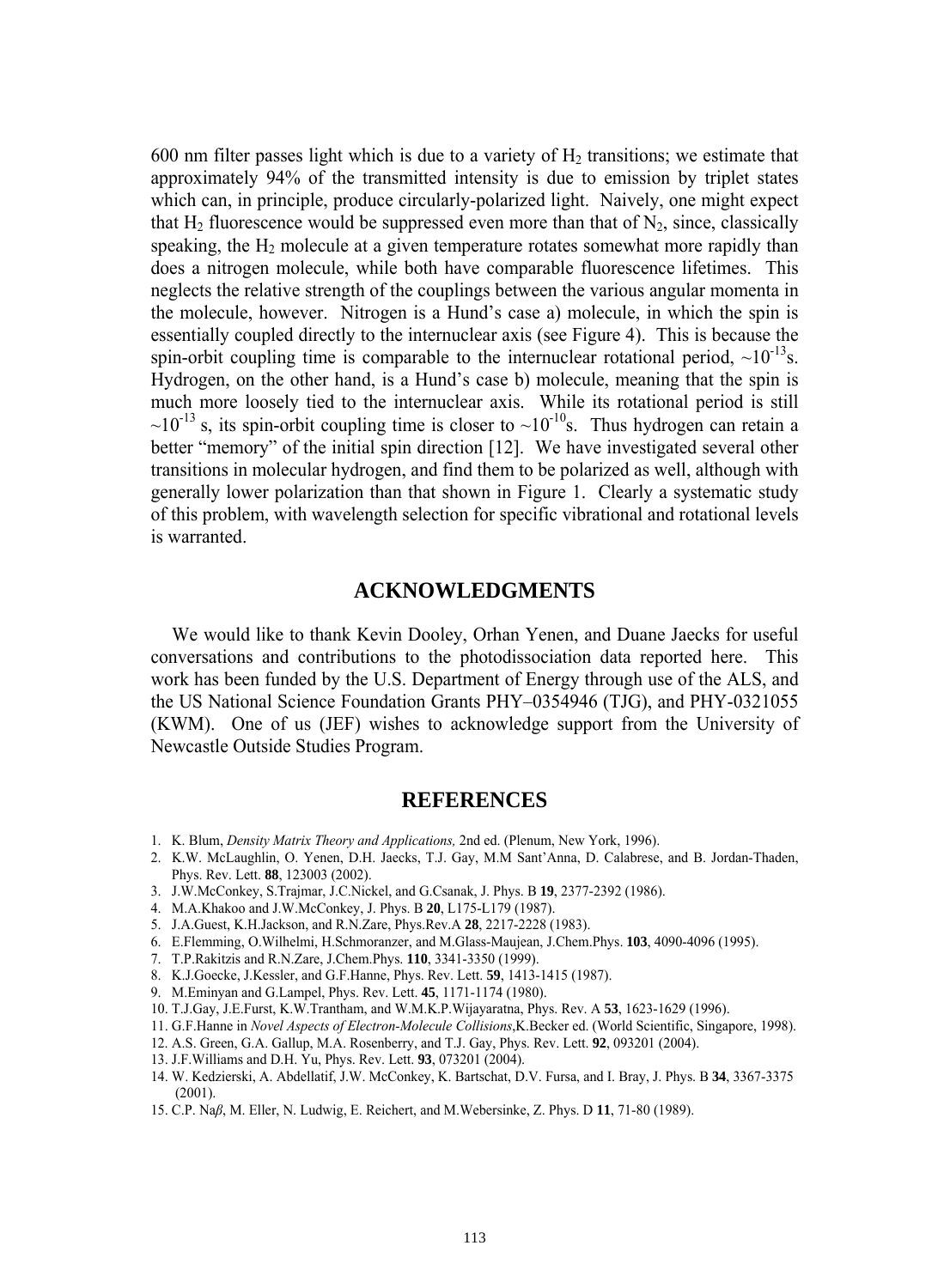600 nm filter passes light which is due to a variety of $H_2$ transitions; we estimate that approximately 94% of the transmitted intensity is due to emission by triplet states which can, in principle, produce circularly-polarized light. Naively, one might expect that $H_2$ fluorescence would be suppressed even more than that of $N_2$, since, classically speaking, the $H_2$ molecule at a given temperature rotates somewhat more rapidly than does a nitrogen molecule, while both have comparable fluorescence lifetimes. This neglects the relative strength of the couplings between the various angular momenta in the molecule, however. Nitrogen is a Hund's case a) molecule, in which the spin is essentially coupled directly to the internuclear axis (see Figure 4). This is because the spin-orbit coupling time is comparable to the internuclear rotational period, $\sim10^{-13}$s. Hydrogen, on the other hand, is a Hund's case b) molecule, meaning that the spin is much more loosely tied to the internuclear axis. While its rotational period is still $\sim10^{-13}$ s, its spin-orbit coupling time is closer to $\sim10^{-10}$s. Thus hydrogen can retain a better "memory" of the initial spin direction [12]. We have investigated several other transitions in molecular hydrogen, and find them to be polarized as well, although with generally lower polarization than that shown in Figure 1. Clearly a systematic study of this problem, with wavelength selection for specific vibrational and rotational levels is warranted.

## ACKNOWLEDGMENTS

We would like to thank Kevin Dooley, Orhan Yenen, and Duane Jaecks for useful conversations and contributions to the photodissociation data reported here. This work has been funded by the U.S. Department of Energy through use of the ALS, and the US National Science Foundation Grants PHY–0354946 (TJG), and PHY-0321055 (KWM). One of us (JEF) wishes to acknowledge support from the University of Newcastle Outside Studies Program.

## REFERENCES

1. K. Blum, *Density Matrix Theory and Applications,* 2nd ed. (Plenum, New York, 1996).
2. K.W. McLaughlin, O. Yenen, D.H. Jaecks, T.J. Gay, M.M Sant'Anna, D. Calabrese, and B. Jordan-Thaden, Phys. Rev. Lett. **88**, 123003 (2002).
3. J.W.McConkey, S.Trajmar, J.C.Nickel, and G.Csanak, J. Phys. B **19**, 2377-2392 (1986).
4. M.A.Khakoo and J.W.McConkey, J. Phys. B **20**, L175-L179 (1987).
5. J.A.Guest, K.H.Jackson, and R.N.Zare, Phys.Rev.A **28**, 2217-2228 (1983).
6. E.Flemming, O.Wilhelmi, H.Schmoranzer, and M.Glass-Maujean, J.Chem.Phys. **103**, 4090-4096 (1995).
7. T.P.Rakitzis and R.N.Zare, J.Chem.Phys. **110**, 3341-3350 (1999).
8. K.J.Goecke, J.Kessler, and G.F.Hanne, Phys. Rev. Lett. **59**, 1413-1415 (1987).
9. M.Eminyan and G.Lampel, Phys. Rev. Lett. **45**, 1171-1174 (1980).
10. T.J.Gay, J.E.Furst, K.W.Trantham, and W.M.K.P.Wijayaratna, Phys. Rev. A **53**, 1623-1629 (1996).
11. G.F.Hanne in *Novel Aspects of Electron-Molecule Collisions*,K.Becker ed. (World Scientific, Singapore, 1998).
12. A.S. Green, G.A. Gallup, M.A. Rosenberry, and T.J. Gay, Phys. Rev. Lett. **92**, 093201 (2004).
13. J.F.Williams and D.H. Yu, Phys. Rev. Lett. **93**, 073201 (2004).
14. W. Kedzierski, A. Abdellatif, J.W. McConkey, K. Bartschat, D.V. Fursa, and I. Bray, J. Phys. B **34**, 3367-3375 (2001).
15. C.P. Na*β*, M. Eller, N. Ludwig, E. Reichert, and M.Webersinke, Z. Phys. D **11**, 71-80 (1989).